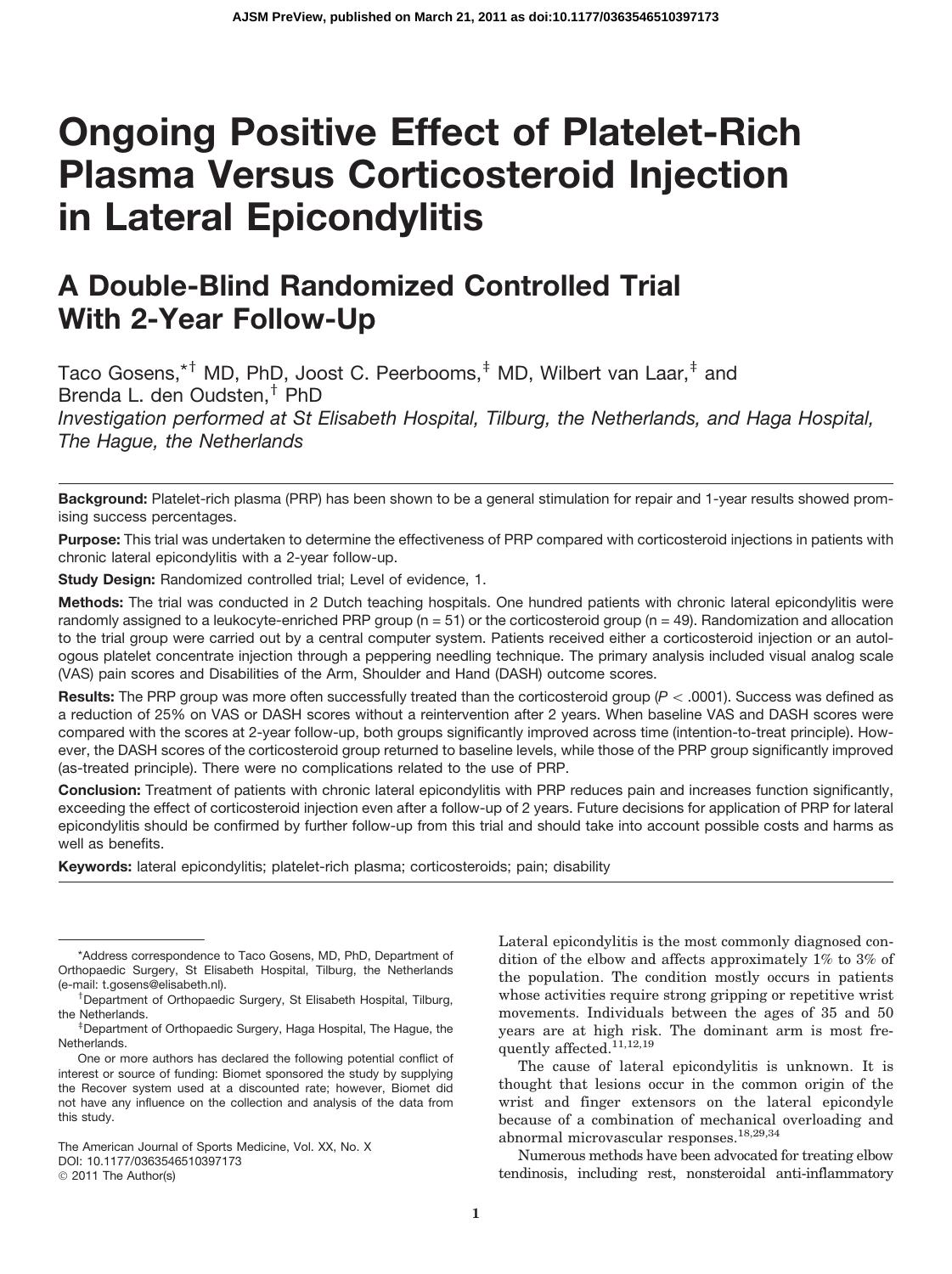# Ongoing Positive Effect of Platelet-Rich Plasma Versus Corticosteroid Injection in Lateral Epicondylitis

## A Double-Blind Randomized Controlled Trial With 2-Year Follow-Up

Taco Gosens,*[†] MD, PhD, Joost C. Peerbooms,[‡] MD, Wilbert van Laar,[‡] and Brenda L. den Oudsten,[†] PhD

*Investigation performed at St Elisabeth Hospital, Tilburg, the Netherlands, and Haga Hospital, The Hague, the Netherlands*

**Background:** Platelet-rich plasma (PRP) has been shown to be a general stimulation for repair and 1-year results showed promising success percentages.

**Purpose:** This trial was undertaken to determine the effectiveness of PRP compared with corticosteroid injections in patients with chronic lateral epicondylitis with a 2-year follow-up.

**Study Design:** Randomized controlled trial; Level of evidence, 1.

**Methods:** The trial was conducted in 2 Dutch teaching hospitals. One hundred patients with chronic lateral epicondylitis were randomly assigned to a leukocyte-enriched PRP group (n = 51) or the corticosteroid group (n = 49). Randomization and allocation to the trial group were carried out by a central computer system. Patients received either a corticosteroid injection or an autologous platelet concentrate injection through a peppering needling technique. The primary analysis included visual analog scale (VAS) pain scores and Disabilities of the Arm, Shoulder and Hand (DASH) outcome scores.

**Results:** The PRP group was more often successfully treated than the corticosteroid group ($P < .0001$). Success was defined as a reduction of 25% on VAS or DASH scores without a reintervention after 2 years. When baseline VAS and DASH scores were compared with the scores at 2-year follow-up, both groups significantly improved across time (intention-to-treat principle). However, the DASH scores of the corticosteroid group returned to baseline levels, while those of the PRP group significantly improved (as-treated principle). There were no complications related to the use of PRP.

**Conclusion:** Treatment of patients with chronic lateral epicondylitis with PRP reduces pain and increases function significantly, exceeding the effect of corticosteroid injection even after a follow-up of 2 years. Future decisions for application of PRP for lateral epicondylitis should be confirmed by further follow-up from this trial and should take into account possible costs and harms as well as benefits.

**Keywords:** lateral epicondylitis; platelet-rich plasma; corticosteroids; pain; disability

Lateral epicondylitis is the most commonly diagnosed condition of the elbow and affects approximately 1% to 3% of the population. The condition mostly occurs in patients whose activities require strong gripping or repetitive wrist movements. Individuals between the ages of 35 and 50 years are at high risk. The dominant arm is most frequently affected.[11,12,19]

The cause of lateral epicondylitis is unknown. It is thought that lesions occur in the common origin of the wrist and finger extensors on the lateral epicondyle because of a combination of mechanical overloading and abnormal microvascular responses.[18,29,34]

Numerous methods have been advocated for treating elbow tendinosis, including rest, nonsteroidal anti-inflammatory

---

*Address correspondence to Taco Gosens, MD, PhD, Department of Orthopaedic Surgery, St Elisabeth Hospital, Tilburg, the Netherlands (e-mail: t.gosens@elisabeth.nl).

[†]Department of Orthopaedic Surgery, St Elisabeth Hospital, Tilburg, the Netherlands.

[‡]Department of Orthopaedic Surgery, Haga Hospital, The Hague, the Netherlands.

One or more authors has declared the following potential conflict of interest or source of funding: Biomet sponsored the study by supplying the Recover system used at a discounted rate; however, Biomet did not have any influence on the collection and analysis of the data from this study.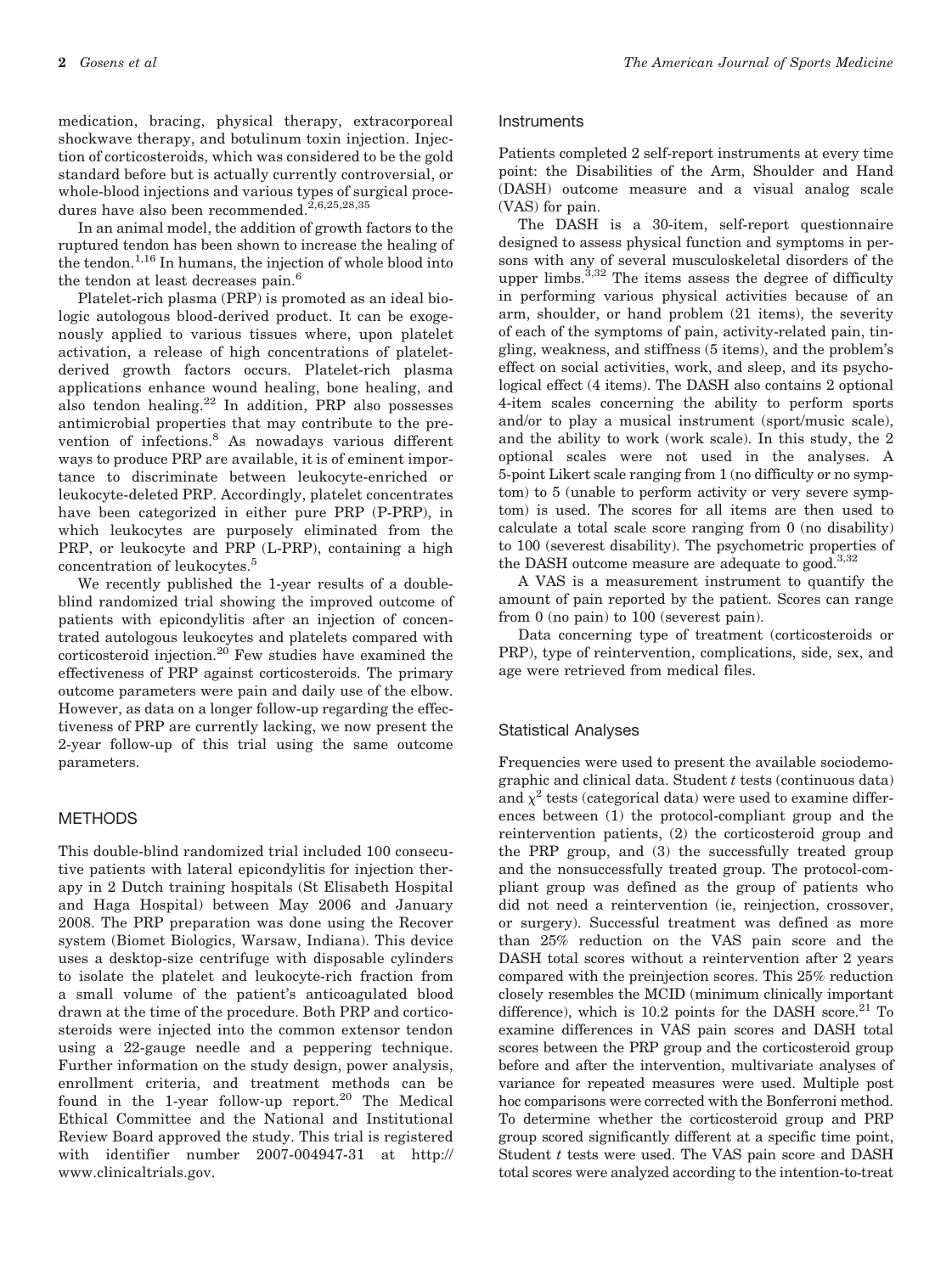medication, bracing, physical therapy, extracorporeal shockwave therapy, and botulinum toxin injection. Injection of corticosteroids, which was considered to be the gold standard before but is actually currently controversial, or whole-blood injections and various types of surgical procedures have also been recommended.[2,6,25,28,35]

In an animal model, the addition of growth factors to the ruptured tendon has been shown to increase the healing of the tendon.[1,16] In humans, the injection of whole blood into the tendon at least decreases pain.[6]

Platelet-rich plasma (PRP) is promoted as an ideal biologic autologous blood-derived product. It can be exogenously applied to various tissues where, upon platelet activation, a release of high concentrations of platelet-derived growth factors occurs. Platelet-rich plasma applications enhance wound healing, bone healing, and also tendon healing.[22] In addition, PRP also possesses antimicrobial properties that may contribute to the prevention of infections.[8] As nowadays various different ways to produce PRP are available, it is of eminent importance to discriminate between leukocyte-enriched or leukocyte-deleted PRP. Accordingly, platelet concentrates have been categorized in either pure PRP (P-PRP), in which leukocytes are purposely eliminated from the PRP, or leukocyte and PRP (L-PRP), containing a high concentration of leukocytes.[5]

We recently published the 1-year results of a double-blind randomized trial showing the improved outcome of patients with epicondylitis after an injection of concentrated autologous leukocytes and platelets compared with corticosteroid injection.[20] Few studies have examined the effectiveness of PRP against corticosteroids. The primary outcome parameters were pain and daily use of the elbow. However, as data on a longer follow-up regarding the effectiveness of PRP are currently lacking, we now present the 2-year follow-up of this trial using the same outcome parameters.

## METHODS

This double-blind randomized trial included 100 consecutive patients with lateral epicondylitis for injection therapy in 2 Dutch training hospitals (St Elisabeth Hospital and Haga Hospital) between May 2006 and January 2008. The PRP preparation was done using the Recover system (Biomet Biologics, Warsaw, Indiana). This device uses a desktop-size centrifuge with disposable cylinders to isolate the platelet and leukocyte-rich fraction from a small volume of the patient's anticoagulated blood drawn at the time of the procedure. Both PRP and corticosteroids were injected into the common extensor tendon using a 22-gauge needle and a peppering technique. Further information on the study design, power analysis, enrollment criteria, and treatment methods can be found in the 1-year follow-up report.[20] The Medical Ethical Committee and the National and Institutional Review Board approved the study. This trial is registered with identifier number 2007-004947-31 at http://www.clinicaltrials.gov.

### Instruments

Patients completed 2 self-report instruments at every time point: the Disabilities of the Arm, Shoulder and Hand (DASH) outcome measure and a visual analog scale (VAS) for pain.

The DASH is a 30-item, self-report questionnaire designed to assess physical function and symptoms in persons with any of several musculoskeletal disorders of the upper limbs.[3,32] The items assess the degree of difficulty in performing various physical activities because of an arm, shoulder, or hand problem (21 items), the severity of each of the symptoms of pain, activity-related pain, tingling, weakness, and stiffness (5 items), and the problem's effect on social activities, work, and sleep, and its psychological effect (4 items). The DASH also contains 2 optional 4-item scales concerning the ability to perform sports and/or to play a musical instrument (sport/music scale), and the ability to work (work scale). In this study, the 2 optional scales were not used in the analyses. A 5-point Likert scale ranging from 1 (no difficulty or no symptom) to 5 (unable to perform activity or very severe symptom) is used. The scores for all items are then used to calculate a total scale score ranging from 0 (no disability) to 100 (severest disability). The psychometric properties of the DASH outcome measure are adequate to good.[3,32]

A VAS is a measurement instrument to quantify the amount of pain reported by the patient. Scores can range from 0 (no pain) to 100 (severest pain).

Data concerning type of treatment (corticosteroids or PRP), type of reintervention, complications, side, sex, and age were retrieved from medical files.

### Statistical Analyses

Frequencies were used to present the available sociodemographic and clinical data. Student *t* tests (continuous data) and $\chi^2$ tests (categorical data) were used to examine differences between (1) the protocol-compliant group and the reintervention patients, (2) the corticosteroid group and the PRP group, and (3) the successfully treated group and the nonsuccessfully treated group. The protocol-compliant group was defined as the group of patients who did not need a reintervention (ie, reinjection, crossover, or surgery). Successful treatment was defined as more than 25% reduction on the VAS pain score and the DASH total scores without a reintervention after 2 years compared with the preinjection scores. This 25% reduction closely resembles the MCID (minimum clinically important difference), which is 10.2 points for the DASH score.[21] To examine differences in VAS pain scores and DASH total scores between the PRP group and the corticosteroid group before and after the intervention, multivariate analyses of variance for repeated measures were used. Multiple post hoc comparisons were corrected with the Bonferroni method. To determine whether the corticosteroid group and PRP group scored significantly different at a specific time point, Student *t* tests were used. The VAS pain score and DASH total scores were analyzed according to the intention-to-treat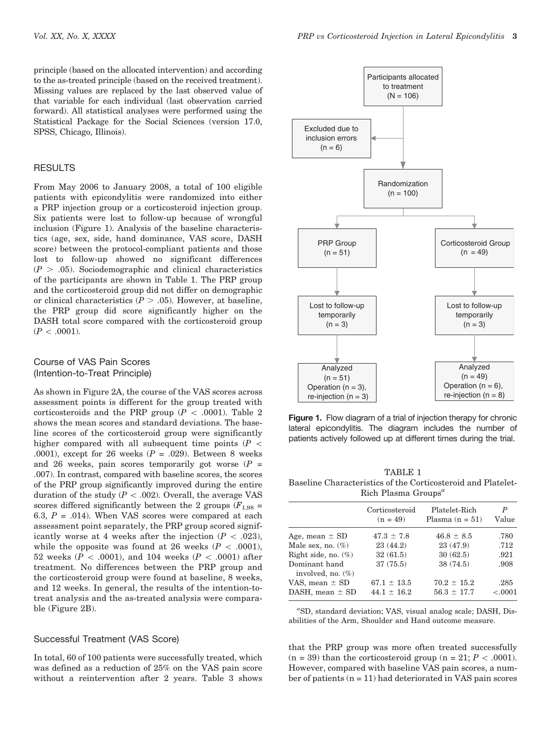principle (based on the allocated intervention) and according to the as-treated principle (based on the received treatment). Missing values are replaced by the last observed value of that variable for each individual (last observation carried forward). All statistical analyses were performed using the Statistical Package for the Social Sciences (version 17.0, SPSS, Chicago, Illinois).

## RESULTS

From May 2006 to January 2008, a total of 100 eligible patients with epicondylitis were randomized into either a PRP injection group or a corticosteroid injection group. Six patients were lost to follow-up because of wrongful inclusion (Figure 1). Analysis of the baseline characteristics (age, sex, side, hand dominance, VAS score, DASH score) between the protocol-compliant patients and those lost to follow-up showed no significant differences ($P > .05$). Sociodemographic and clinical characteristics of the participants are shown in Table 1. The PRP group and the corticosteroid group did not differ on demographic or clinical characteristics ($P > .05$). However, at baseline, the PRP group did score significantly higher on the DASH total score compared with the corticosteroid group ($P < .0001$).

### Course of VAS Pain Scores (Intention-to-Treat Principle)

As shown in Figure 2A, the course of the VAS scores across assessment points is different for the group treated with corticosteroids and the PRP group ($P < .0001$). Table 2 shows the mean scores and standard deviations. The baseline scores of the corticosteroid group were significantly higher compared with all subsequent time points ($P < .0001$), except for 26 weeks ($P = .029$). Between 8 weeks and 26 weeks, pain scores temporarily got worse ($P = .007$). In contrast, compared with baseline scores, the scores of the PRP group significantly improved during the entire duration of the study ($P < .002$). Overall, the average VAS scores differed significantly between the 2 groups ($F_{1,98} = 6.3$, $P = .014$). When VAS scores were compared at each assessment point separately, the PRP group scored significantly worse at 4 weeks after the injection ($P < .023$), while the opposite was found at 26 weeks ($P < .0001$), 52 weeks ($P < .0001$), and 104 weeks ($P < .0001$) after treatment. No differences between the PRP group and the corticosteroid group were found at baseline, 8 weeks, and 12 weeks. In general, the results of the intention-to-treat analysis and the as-treated analysis were comparable (Figure 2B).

### Successful Treatment (VAS Score)

In total, 60 of 100 patients were successfully treated, which was defined as a reduction of 25% on the VAS pain score without a reintervention after 2 years. Table 3 shows that the PRP group was more often treated successfully (n = 39) than the corticosteroid group (n = 21; $P < .0001$). However, compared with baseline VAS pain scores, a number of patients (n = 11) had deteriorated in VAS pain scores

Participants allocated to treatment (N = 106)
Excluded due to inclusion errors (n = 6)
Randomization (n = 100)
PRP Group (n = 51) | Corticosteroid Group (n = 49)
Lost to follow-up temporarily (n = 3) | Lost to follow-up temporarily (n = 3)
Analyzed (n = 51) Operation (n = 3), re-injection (n = 3) | Analyzed (n = 49) Operation (n = 6), re-injection (n = 8)

**Figure 1.** Flow diagram of a trial of injection therapy for chronic lateral epicondylitis. The diagram includes the number of patients actively followed up at different times during the trial.

TABLE 1
Baseline Characteristics of the Corticosteroid and Platelet-Rich Plasma Groups[a]

| | Corticosteroid (n = 49) | Platelet-Rich Plasma (n = 51) | P Value |
|---|---|---|---|
| Age, mean ± SD | 47.3 ± 7.8 | 46.8 ± 8.5 | .780 |
| Male sex, no. (%) | 23 (44.2) | 23 (47.9) | .712 |
| Right side, no. (%) | 32 (61.5) | 30 (62.5) | .921 |
| Dominant hand involved, no. (%) | 37 (75.5) | 38 (74.5) | .908 |
| VAS, mean ± SD | 67.1 ± 13.5 | 70.2 ± 15.2 | .285 |
| DASH, mean ± SD | 44.1 ± 16.2 | 56.3 ± 17.7 | <.0001 |

[a]SD, standard deviation; VAS, visual analog scale; DASH, Disabilities of the Arm, Shoulder and Hand outcome measure.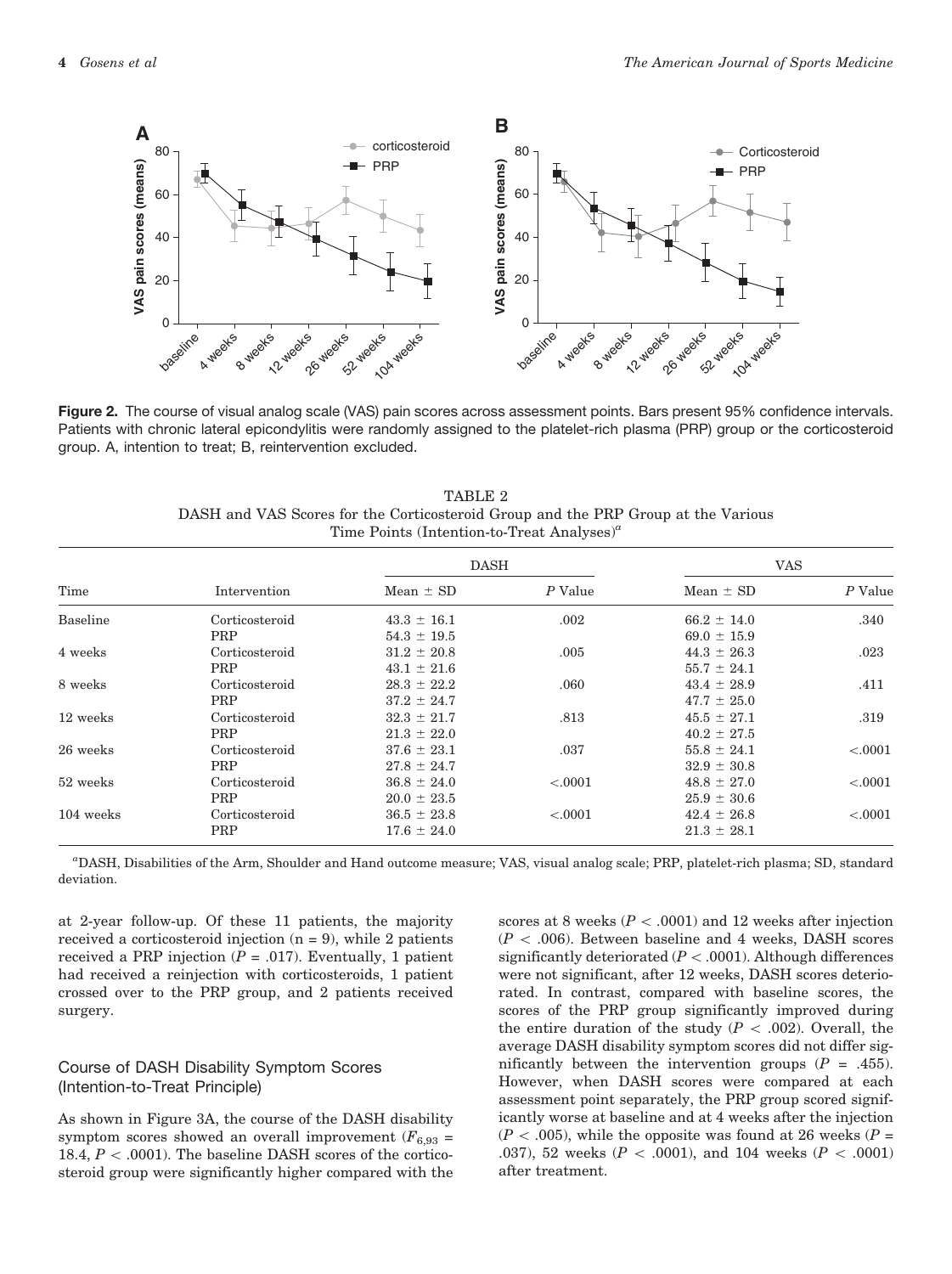**Figure 2.** The course of visual analog scale (VAS) pain scores across assessment points. Bars present 95% confidence intervals. Patients with chronic lateral epicondylitis were randomly assigned to the platelet-rich plasma (PRP) or the corticosteroid group. A, intention to treat; B, reintervention excluded.

TABLE 2
DASH and VAS Scores for the Corticosteroid Group and the PRP Group at the Various Time Points (Intention-to-Treat Analyses)[a]

| Time | Intervention | DASH Mean ± SD | DASH *P* Value | VAS Mean ± SD | VAS *P* Value |
|---|---|---|---|---|---|
| Baseline | Corticosteroid | 43.3 ± 16.1 | .002 | 66.2 ± 14.0 | .340 |
| | PRP | 54.3 ± 19.5 | | 69.0 ± 15.9 | |
| 4 weeks | Corticosteroid | 31.2 ± 20.8 | .005 | 44.3 ± 26.3 | .023 |
| | PRP | 43.1 ± 21.6 | | 55.7 ± 24.1 | |
| 8 weeks | Corticosteroid | 28.3 ± 22.2 | .060 | 43.4 ± 28.9 | .411 |
| | PRP | 37.2 ± 24.7 | | 47.7 ± 25.0 | |
| 12 weeks | Corticosteroid | 32.3 ± 21.7 | .813 | 45.5 ± 27.1 | .319 |
| | PRP | 21.3 ± 22.0 | | 40.2 ± 27.5 | |
| 26 weeks | Corticosteroid | 37.6 ± 23.1 | .037 | 55.8 ± 24.1 | <.0001 |
| | PRP | 27.8 ± 24.7 | | 32.9 ± 30.8 | |
| 52 weeks | Corticosteroid | 36.8 ± 24.0 | <.0001 | 48.8 ± 27.0 | <.0001 |
| | PRP | 20.0 ± 23.5 | | 25.9 ± 30.6 | |
| 104 weeks | Corticosteroid | 36.5 ± 23.8 | <.0001 | 42.4 ± 26.8 | <.0001 |
| | PRP | 17.6 ± 24.0 | | 21.3 ± 28.1 | |

[a]DASH, Disabilities of the Arm, Shoulder and Hand outcome measure; VAS, visual analog scale; PRP, platelet-rich plasma; SD, standard deviation.

at 2-year follow-up. Of these 11 patients, the majority received a corticosteroid injection (n = 9), while 2 patients received a PRP injection ($P$ = .017). Eventually, 1 patient had received a reinjection with corticosteroids, 1 patient crossed over to the PRP group, and 2 patients received surgery.

## Course of DASH Disability Symptom Scores (Intention-to-Treat Principle)

As shown in Figure 3A, the course of the DASH disability symptom scores showed an overall improvement ($F_{6,93}$ = 18.4, $P < .0001$). The baseline DASH scores of the corticosteroid group were significantly higher compared with the scores at 8 weeks ($P < .0001$) and 12 weeks after injection ($P < .006$). Between baseline and 4 weeks, DASH scores significantly deteriorated ($P < .0001$). Although differences were not significant, after 12 weeks, DASH scores deteriorated. In contrast, compared with baseline scores, the scores of the PRP group significantly improved during the entire duration of the study ($P < .002$). Overall, the average DASH disability symptom scores did not differ significantly between the intervention groups ($P$ = .455). However, when DASH scores were compared at each assessment point separately, the PRP group scored significantly worse at baseline and at 4 weeks after the injection ($P < .005$), while the opposite was found at 26 weeks ($P$ = .037), 52 weeks ($P < .0001$), and 104 weeks ($P < .0001$) after treatment.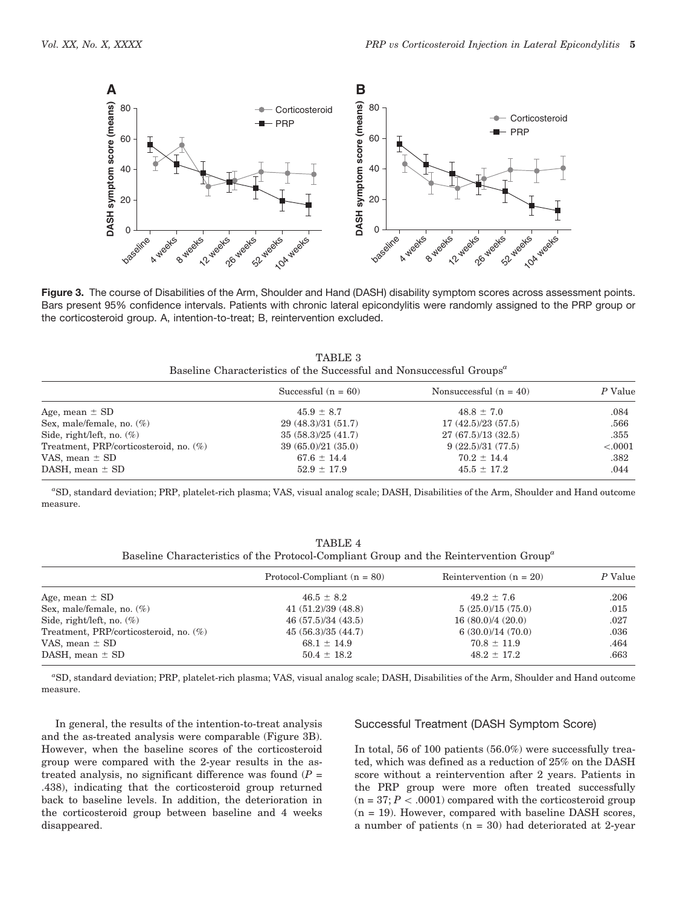**Figure 3.** The course of Disabilities of the Arm, Shoulder and Hand (DASH) disability symptom scores across assessment points. Bars present 95% confidence intervals. Patients with chronic lateral epicondylitis were randomly assigned to the PRP group or the corticosteroid group. A, intention-to-treat; B, reintervention excluded.

TABLE 3
Baseline Characteristics of the Successful and Nonsuccessful Groups[a]

| | Successful (n = 60) | Nonsuccessful (n = 40) | P Value |
|---|---|---|---|
| Age, mean ± SD | 45.9 ± 8.7 | 48.8 ± 7.0 | .084 |
| Sex, male/female, no. (%) | 29 (48.3)/31 (51.7) | 17 (42.5)/23 (57.5) | .566 |
| Side, right/left, no. (%) | 35 (58.3)/25 (41.7) | 27 (67.5)/13 (32.5) | .355 |
| Treatment, PRP/corticosteroid, no. (%) | 39 (65.0)/21 (35.0) | 9 (22.5)/31 (77.5) | <.0001 |
| VAS, mean ± SD | 67.6 ± 14.4 | 70.2 ± 14.4 | .382 |
| DASH, mean ± SD | 52.9 ± 17.9 | 45.5 ± 17.2 | .044 |

[a]SD, standard deviation; PRP, platelet-rich plasma; VAS, visual analog scale; DASH, Disabilities of the Arm, Shoulder and Hand outcome measure.

TABLE 4
Baseline Characteristics of the Protocol-Compliant Group and the Reintervention Group[a]

| | Protocol-Compliant (n = 80) | Reintervention (n = 20) | P Value |
|---|---|---|---|
| Age, mean ± SD | 46.5 ± 8.2 | 49.2 ± 7.6 | .206 |
| Sex, male/female, no. (%) | 41 (51.2)/39 (48.8) | 5 (25.0)/15 (75.0) | .015 |
| Side, right/left, no. (%) | 46 (57.5)/34 (43.5) | 16 (80.0)/4 (20.0) | .027 |
| Treatment, PRP/corticosteroid, no. (%) | 45 (56.3)/35 (44.7) | 6 (30.0)/14 (70.0) | .036 |
| VAS, mean ± SD | 68.1 ± 14.9 | 70.8 ± 11.9 | .464 |
| DASH, mean ± SD | 50.4 ± 18.2 | 48.2 ± 17.2 | .663 |

[a]SD, standard deviation; PRP, platelet-rich plasma; VAS, visual analog scale; DASH, Disabilities of the Arm, Shoulder and Hand outcome measure.

In general, the results of the intention-to-treat analysis and the as-treated analysis were comparable (Figure 3B). However, when the baseline scores of the corticosteroid group were compared with the 2-year results in the as-treated analysis, no significant difference was found ($P$ = .438), indicating that the corticosteroid group returned back to baseline levels. In addition, the deterioration in the corticosteroid group between baseline and 4 weeks disappeared.

### Successful Treatment (DASH Symptom Score)

In total, 56 of 100 patients (56.0%) were successfully treated, which was defined as a reduction of 25% on the DASH score without a reintervention after 2 years. Patients in the PRP group were more often treated successfully (n = 37; $P < .0001$) compared with the corticosteroid group (n = 19). However, compared with baseline DASH scores, a number of patients (n = 30) had deteriorated at 2-year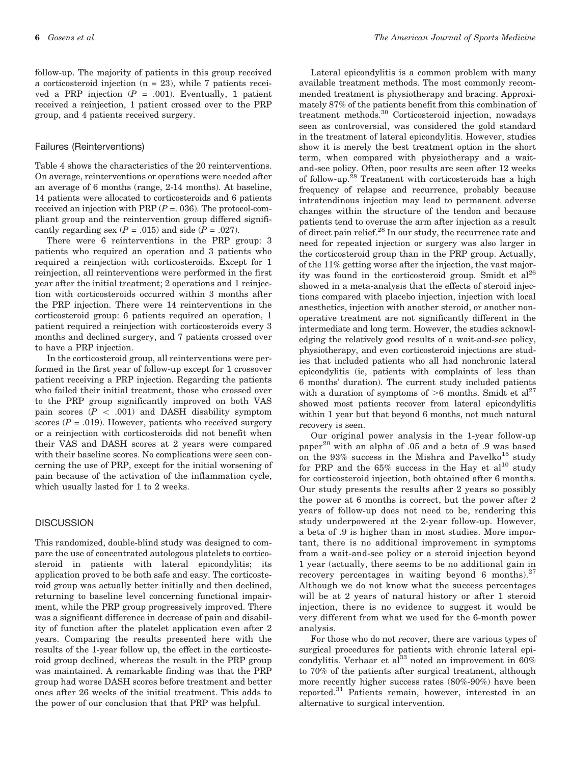follow-up. The majority of patients in this group received a corticosteroid injection (n = 23), while 7 patients received a PRP injection ($P$ = .001). Eventually, 1 patient received a reinjection, 1 patient crossed over to the PRP group, and 4 patients received surgery.

### Failures (Reinterventions)

Table 4 shows the characteristics of the 20 reinterventions. On average, reinterventions or operations were needed after an average of 6 months (range, 2-14 months). At baseline, 14 patients were allocated to corticosteroids and 6 patients received an injection with PRP ($P$ =. 036). The protocol-compliant group and the reintervention group differed significantly regarding sex ($P$ = .015) and side ($P$ = .027).

There were 6 reinterventions in the PRP group: 3 patients who required an operation and 3 patients who required a reinjection with corticosteroids. Except for 1 reinjection, all reinterventions were performed in the first year after the initial treatment; 2 operations and 1 reinjection with corticosteroids occurred within 3 months after the PRP injection. There were 14 reinterventions in the corticosteroid group: 6 patients required an operation, 1 patient required a reinjection with corticosteroids every 3 months and declined surgery, and 7 patients crossed over to have a PRP injection.

In the corticosteroid group, all reinterventions were performed in the first year of follow-up except for 1 crossover patient receiving a PRP injection. Regarding the patients who failed their initial treatment, those who crossed over to the PRP group significantly improved on both VAS pain scores ($P < .001$) and DASH disability symptom scores ($P$ = .019). However, patients who received surgery or a reinjection with corticosteroids did not benefit when their VAS and DASH scores at 2 years were compared with their baseline scores. No complications were seen concerning the use of PRP, except for the initial worsening of pain because of the activation of the inflammation cycle, which usually lasted for 1 to 2 weeks.

## DISCUSSION

This randomized, double-blind study was designed to compare the use of concentrated autologous platelets to corticosteroid in patients with lateral epicondylitis; its application proved to be both safe and easy. The corticosteroid group was actually better initially and then declined, returning to baseline level concerning functional impairment, while the PRP group progressively improved. There was a significant difference in decrease of pain and disability of function after the platelet application even after 2 years. Comparing the results presented here with the results of the 1-year follow up, the effect in the corticosteroid group declined, whereas the result in the PRP group was maintained. A remarkable finding was that the PRP group had worse DASH scores before treatment and better ones after 26 weeks of the initial treatment. This adds to the power of our conclusion that that PRP was helpful.

Lateral epicondylitis is a common problem with many available treatment methods. The most commonly recommended treatment is physiotherapy and bracing. Approximately 87% of the patients benefit from this combination of treatment methods.[30] Corticosteroid injection, nowadays seen as controversial, was considered the gold standard in the treatment of lateral epicondylitis. However, studies show it is merely the best treatment option in the short term, when compared with physiotherapy and a wait-and-see policy. Often, poor results are seen after 12 weeks of follow-up.[28] Treatment with corticosteroids has a high frequency of relapse and recurrence, probably because intratendinous injection may lead to permanent adverse changes within the structure of the tendon and because patients tend to overuse the arm after injection as a result of direct pain relief.[28] In our study, the recurrence rate and need for repeated injection or surgery was also larger in the corticosteroid group than in the PRP group. Actually, of the 11% getting worse after the injection, the vast majority was found in the corticosteroid group. Smidt et al[26] showed in a meta-analysis that the effects of steroid injections compared with placebo injection, injection with local anesthetics, injection with another steroid, or another nonoperative treatment are not significantly different in the intermediate and long term. However, the studies acknowledging the relatively good results of a wait-and-see policy, physiotherapy, and even corticosteroid injections are studies that included patients who all had nonchronic lateral epicondylitis (ie, patients with complaints of less than 6 months' duration). The current study included patients with a duration of symptoms of >6 months. Smidt et al[27] showed most patients recover from lateral epicondylitis within 1 year but that beyond 6 months, not much natural recovery is seen.

Our original power analysis in the 1-year follow-up paper[20] with an alpha of .05 and a beta of .9 was based on the 93% success in the Mishra and Pavelko[15] study for PRP and the 65% success in the Hay et al[10] study for corticosteroid injection, both obtained after 6 months. Our study presents the results after 2 years so possibly the power at 6 months is correct, but the power after 2 years of follow-up does not need to be, rendering this study underpowered at the 2-year follow-up. However, a beta of .9 is higher than in most studies. More important, there is no additional improvement in symptoms from a wait-and-see policy or a steroid injection beyond 1 year (actually, there seems to be no additional gain in recovery percentages in waiting beyond 6 months).[27] Although we do not know what the success percentages will be at 2 years of natural history or after 1 steroid injection, there is no evidence to suggest it would be very different from what we used for the 6-month power analysis.

For those who do not recover, there are various types of surgical procedures for patients with chronic lateral epicondylitis. Verhaar et al[33] noted an improvement in 60% to 70% of the patients after surgical treatment, although more recently higher success rates (80%-90%) have been reported.[31] Patients remain, however, interested in an alternative to surgical intervention.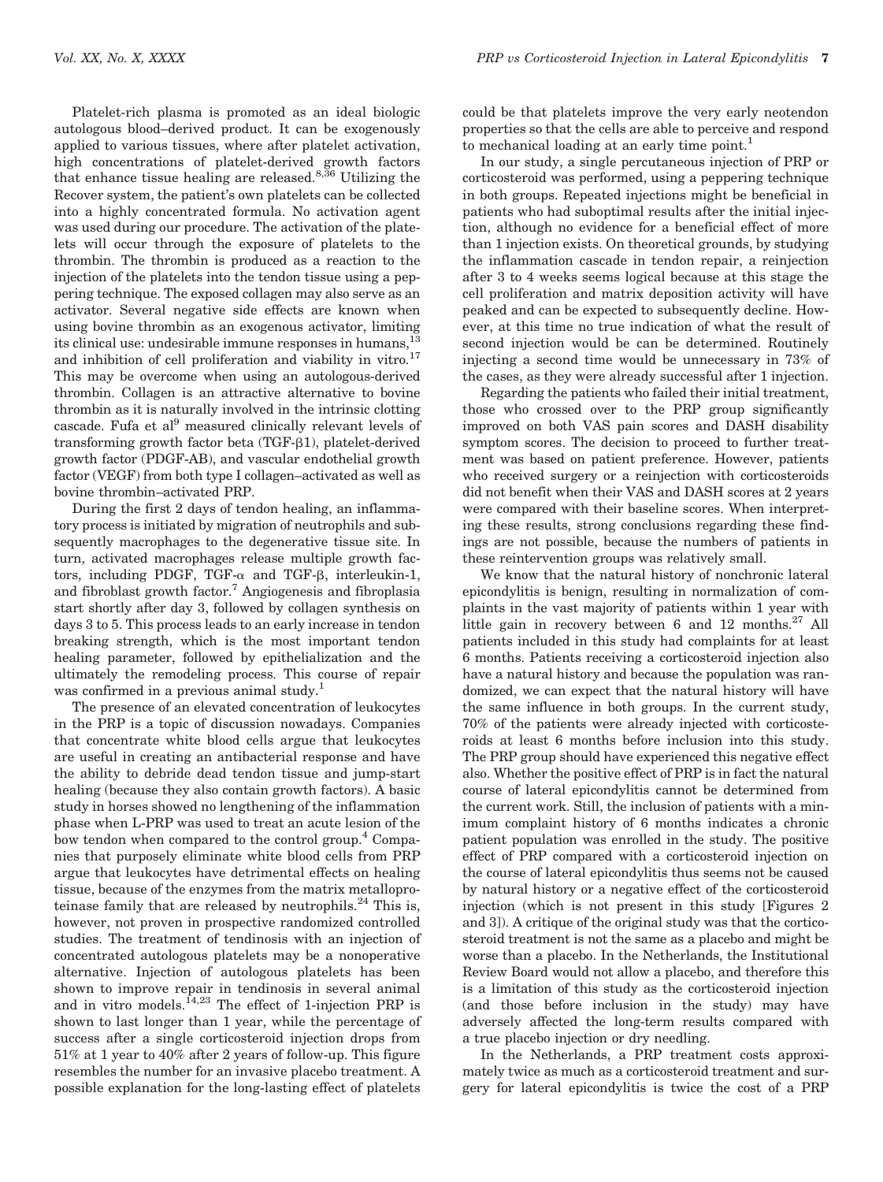Platelet-rich plasma is promoted as an ideal biologic autologous blood–derived product. It can be exogenously applied to various tissues, where after platelet activation, high concentrations of platelet-derived growth factors that enhance tissue healing are released.[8,36] Utilizing the Recover system, the patient's own platelets can be collected into a highly concentrated formula. No activation agent was used during our procedure. The activation of the platelets will occur through the exposure of platelets to the thrombin. The thrombin is produced as a reaction to the injection of the platelets into the tendon tissue using a peppering technique. The exposed collagen may also serve as an activator. Several negative side effects are known when using bovine thrombin as an exogenous activator, limiting its clinical use: undesirable immune responses in humans,[13] and inhibition of cell proliferation and viability in vitro.[17] This may be overcome when using an autologous-derived thrombin. Collagen is an attractive alternative to bovine thrombin as it is naturally involved in the intrinsic clotting cascade. Fufa et al[9] measured clinically relevant levels of transforming growth factor beta (TGF-β1), platelet-derived growth factor (PDGF-AB), and vascular endothelial growth factor (VEGF) from both type I collagen–activated as well as bovine thrombin–activated PRP.

During the first 2 days of tendon healing, an inflammatory process is initiated by migration of neutrophils and subsequently macrophages to the degenerative tissue site. In turn, activated macrophages release multiple growth factors, including PDGF, TGF-α and TGF-β, interleukin-1, and fibroblast growth factor.[7] Angiogenesis and fibroplasia start shortly after day 3, followed by collagen synthesis on days 3 to 5. This process leads to an early increase in tendon breaking strength, which is the most important tendon healing parameter, followed by epithelialization and the ultimately the remodeling process. This course of repair was confirmed in a previous animal study.[1]

The presence of an elevated concentration of leukocytes in the PRP is a topic of discussion nowadays. Companies that concentrate white blood cells argue that leukocytes are useful in creating an antibacterial response and have the ability to debride dead tendon tissue and jump-start healing (because they also contain growth factors). A basic study in horses showed no lengthening of the inflammation phase when L-PRP was used to treat an acute lesion of the bow tendon when compared to the control group.[4] Companies that purposely eliminate white blood cells from PRP argue that leukocytes have detrimental effects on healing tissue, because of the enzymes from the matrix metalloproteinase family that are released by neutrophils.[24] This is, however, not proven in prospective randomized controlled studies. The treatment of tendinosis with an injection of concentrated autologous platelets may be a nonoperative alternative. Injection of autologous platelets has been shown to improve repair in tendinosis in several animal and in vitro models.[14,23] The effect of 1-injection PRP is shown to last longer than 1 year, while the percentage of success after a single corticosteroid injection drops from 51% at 1 year to 40% after 2 years of follow-up. This figure resembles the number for an invasive placebo treatment. A possible explanation for the long-lasting effect of platelets could be that platelets improve the very early neotendon properties so that the cells are able to perceive and respond to mechanical loading at an early time point.[1]

In our study, a single percutaneous injection of PRP or corticosteroid was performed, using a peppering technique in both groups. Repeated injections might be beneficial in patients who had suboptimal results after the initial injection, although no evidence for a beneficial effect of more than 1 injection exists. On theoretical grounds, by studying the inflammation cascade in tendon repair, a reinjection after 3 to 4 weeks seems logical because at this stage the cell proliferation and matrix deposition activity will have peaked and can be expected to subsequently decline. However, at this time no true indication of what the result of second injection would be can be determined. Routinely injecting a second time would be unnecessary in 73% of the cases, as they were already successful after 1 injection.

Regarding the patients who failed their initial treatment, those who crossed over to the PRP group significantly improved on both VAS pain scores and DASH disability symptom scores. The decision to proceed to further treatment was based on patient preference. However, patients who received surgery or a reinjection with corticosteroids did not benefit when their VAS and DASH scores at 2 years were compared with their baseline scores. When interpreting these results, strong conclusions regarding these findings are not possible, because the numbers of patients in these reintervention groups was relatively small.

We know that the natural history of nonchronic lateral epicondylitis is benign, resulting in normalization of complaints in the vast majority of patients within 1 year with little gain in recovery between 6 and 12 months.[27] All patients included in this study had complaints for at least 6 months. Patients receiving a corticosteroid injection also have a natural history and because the population was randomized, we can expect that the natural history will have the same influence in both groups. In the current study, 70% of the patients were already injected with corticosteroids at least 6 months before inclusion into this study. The PRP group should have experienced this negative effect also. Whether the positive effect of PRP is in fact the natural course of lateral epicondylitis cannot be determined from the current work. Still, the inclusion of patients with a minimum complaint history of 6 months indicates a chronic patient population was enrolled in the study. The positive effect of PRP compared with a corticosteroid injection on the course of lateral epicondylitis thus seems not be caused by natural history or a negative effect of the corticosteroid injection (which is not present in this study [Figures 2 and 3]). A critique of the original study was that the corticosteroid treatment is not the same as a placebo and might be worse than a placebo. In the Netherlands, the Institutional Review Board would not allow a placebo, and therefore this is a limitation of this study as the corticosteroid injection (and those before inclusion in the study) may have adversely affected the long-term results compared with a true placebo injection or dry needling.

In the Netherlands, a PRP treatment costs approximately twice as much as a corticosteroid treatment and surgery for lateral epicondylitis is twice the cost of a PRP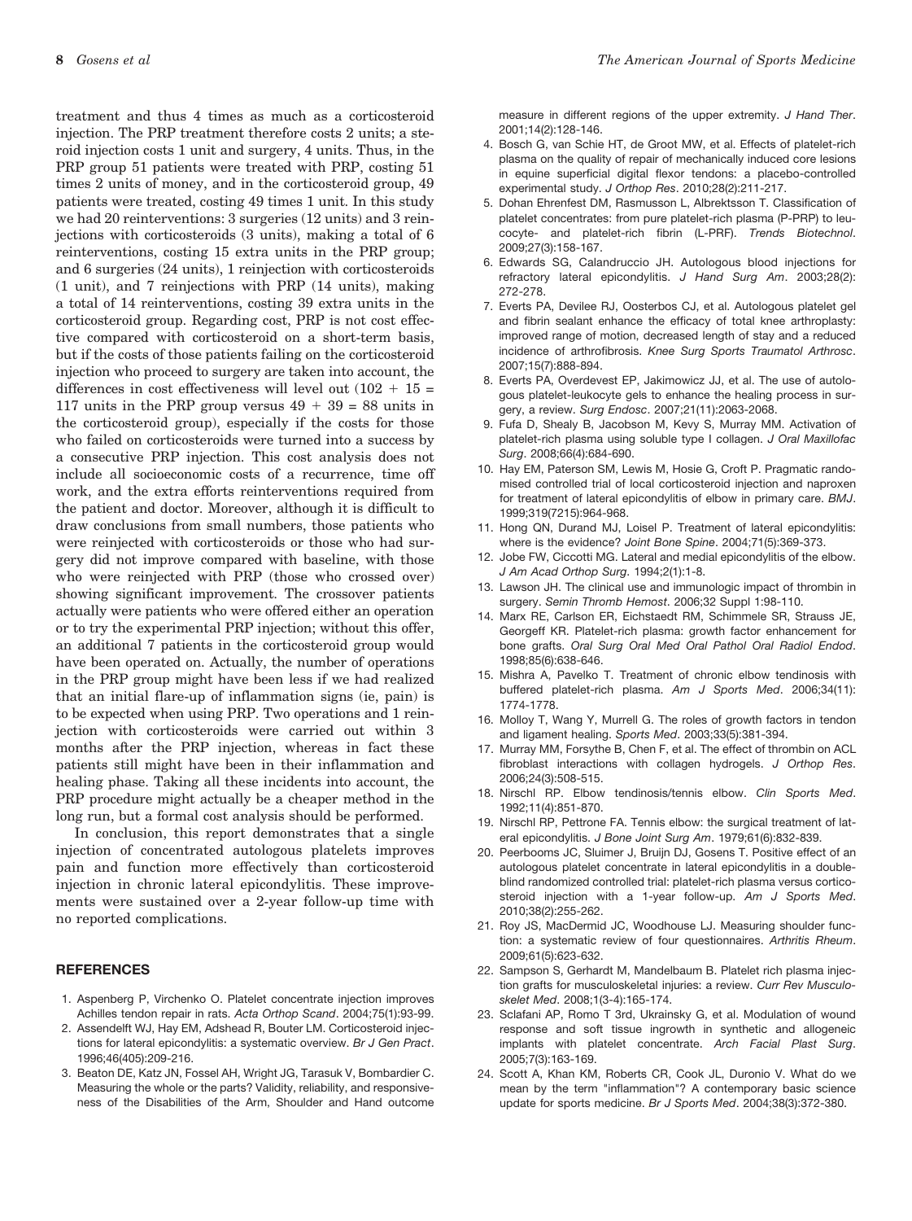treatment and thus 4 times as much as a corticosteroid injection. The PRP treatment therefore costs 2 units; a steroid injection costs 1 unit and surgery, 4 units. Thus, in the PRP group 51 patients were treated with PRP, costing 51 times 2 units of money, and in the corticosteroid group, 49 patients were treated, costing 49 times 1 unit. In this study we had 20 reinterventions: 3 surgeries (12 units) and 3 reinjections with corticosteroids (3 units), making a total of 6 reinterventions, costing 15 extra units in the PRP group; and 6 surgeries (24 units), 1 reinjection with corticosteroids (1 unit), and 7 reinjections with PRP (14 units), making a total of 14 reinterventions, costing 39 extra units in the corticosteroid group. Regarding cost, PRP is not cost effective compared with corticosteroid on a short-term basis, but if the costs of those patients failing on the corticosteroid injection who proceed to surgery are taken into account, the differences in cost effectiveness will level out (102 + 15 = 117 units in the PRP group versus 49 + 39 = 88 units in the corticosteroid group), especially if the costs for those who failed on corticosteroids were turned into a success by a consecutive PRP injection. This cost analysis does not include all socioeconomic costs of a recurrence, time off work, and the extra efforts reinterventions required from the patient and doctor. Moreover, although it is difficult to draw conclusions from small numbers, those patients who were reinjected with corticosteroids or those who had surgery did not improve compared with baseline, with those who were reinjected with PRP (those who crossed over) showing significant improvement. The crossover patients actually were patients who were offered either an operation or to try the experimental PRP injection; without this offer, an additional 7 patients in the corticosteroid group would have been operated on. Actually, the number of operations in the PRP group might have been less if we had realized that an initial flare-up of inflammation signs (ie, pain) is to be expected when using PRP. Two operations and 1 reinjection with corticosteroids were carried out within 3 months after the PRP injection, whereas in fact these patients still might have been in their inflammation and healing phase. Taking all these incidents into account, the PRP procedure might actually be a cheaper method in the long run, but a formal cost analysis should be performed.

In conclusion, this report demonstrates that a single injection of concentrated autologous platelets improves pain and function more effectively than corticosteroid injection in chronic lateral epicondylitis. These improvements were sustained over a 2-year follow-up time with no reported complications.

## REFERENCES

1. Aspenberg P, Virchenko O. Platelet concentrate injection improves Achilles tendon repair in rats. *Acta Orthop Scand*. 2004;75(1):93-99.
2. Assendelft WJ, Hay EM, Adshead R, Bouter LM. Corticosteroid injections for lateral epicondylitis: a systematic overview. *Br J Gen Pract*. 1996;46(405):209-216.
3. Beaton DE, Katz JN, Fossel AH, Wright JG, Tarasuk V, Bombardier C. Measuring the whole or the parts? Validity, reliability, and responsiveness of the Disabilities of the Arm, Shoulder and Hand outcome measure in different regions of the upper extremity. *J Hand Ther*. 2001;14(2):128-146.
4. Bosch G, van Schie HT, de Groot MW, et al. Effects of platelet-rich plasma on the quality of repair of mechanically induced core lesions in equine superficial digital flexor tendons: a placebo-controlled experimental study. *J Orthop Res*. 2010;28(2):211-217.
5. Dohan Ehrenfest DM, Rasmusson L, Albrektsson T. Classification of platelet concentrates: from pure platelet-rich plasma (P-PRP) to leucocyte- and platelet-rich fibrin (L-PRF). *Trends Biotechnol*. 2009;27(3):158-167.
6. Edwards SG, Calandruccio JH. Autologous blood injections for refractory lateral epicondylitis. *J Hand Surg Am*. 2003;28(2):272-278.
7. Everts PA, Devilee RJ, Oosterbos CJ, et al. Autologous platelet gel and fibrin sealant enhance the efficacy of total knee arthroplasty: improved range of motion, decreased length of stay and a reduced incidence of arthrofibrosis. *Knee Surg Sports Traumatol Arthrosc*. 2007;15(7):888-894.
8. Everts PA, Overdevest EP, Jakimowicz JJ, et al. The use of autologous platelet-leukocyte gels to enhance the healing process in surgery, a review. *Surg Endosc*. 2007;21(11):2063-2068.
9. Fufa D, Shealy B, Jacobson M, Kevy S, Murray MM. Activation of platelet-rich plasma using soluble type I collagen. *J Oral Maxillofac Surg*. 2008;66(4):684-690.
10. Hay EM, Paterson SM, Lewis M, Hosie G, Croft P. Pragmatic randomised controlled trial of local corticosteroid injection and naproxen for treatment of lateral epicondylitis of elbow in primary care. *BMJ*. 1999;319(7215):964-968.
11. Hong QN, Durand MJ, Loisel P. Treatment of lateral epicondylitis: where is the evidence? *Joint Bone Spine*. 2004;71(5):369-373.
12. Jobe FW, Ciccotti MG. Lateral and medial epicondylitis of the elbow. *J Am Acad Orthop Surg*. 1994;2(1):1-8.
13. Lawson JH. The clinical use and immunologic impact of thrombin in surgery. *Semin Thromb Hemost*. 2006;32 Suppl 1:98-110.
14. Marx RE, Carlson ER, Eichstaedt RM, Schimmele SR, Strauss JE, Georgeff KR. Platelet-rich plasma: growth factor enhancement for bone grafts. *Oral Surg Oral Med Oral Pathol Oral Radiol Endod*. 1998;85(6):638-646.
15. Mishra A, Pavelko T. Treatment of chronic elbow tendinosis with buffered platelet-rich plasma. *Am J Sports Med*. 2006;34(11):1774-1778.
16. Molloy T, Wang Y, Murrell G. The roles of growth factors in tendon and ligament healing. *Sports Med*. 2003;33(5):381-394.
17. Murray MM, Forsythe B, Chen F, et al. The effect of thrombin on ACL fibroblast interactions with collagen hydrogels. *J Orthop Res*. 2006;24(3):508-515.
18. Nirschl RP. Elbow tendinosis/tennis elbow. *Clin Sports Med*. 1992;11(4):851-870.
19. Nirschl RP, Pettrone FA. Tennis elbow: the surgical treatment of lateral epicondylitis. *J Bone Joint Surg Am*. 1979;61(6):832-839.
20. Peerbooms JC, Sluimer J, Bruijn DJ, Gosens T. Positive effect of an autologous platelet concentrate in lateral epicondylitis in a double-blind randomized controlled trial: platelet-rich plasma versus corticosteroid injection with a 1-year follow-up. *Am J Sports Med*. 2010;38(2):255-262.
21. Roy JS, MacDermid JC, Woodhouse LJ. Measuring shoulder function: a systematic review of four questionnaires. *Arthritis Rheum*. 2009;61(5):623-632.
22. Sampson S, Gerhardt M, Mandelbaum B. Platelet rich plasma injection grafts for musculoskeletal injuries: a review. *Curr Rev Musculoskelet Med*. 2008;1(3-4):165-174.
23. Sclafani AP, Romo T 3rd, Ukrainsky G, et al. Modulation of wound response and soft tissue ingrowth in synthetic and allogeneic implants with platelet concentrate. *Arch Facial Plast Surg*. 2005;7(3):163-169.
24. Scott A, Khan KM, Roberts CR, Cook JL, Duronio V. What do we mean by the term "inflammation"? A contemporary basic science update for sports medicine. *Br J Sports Med*. 2004;38(3):372-380.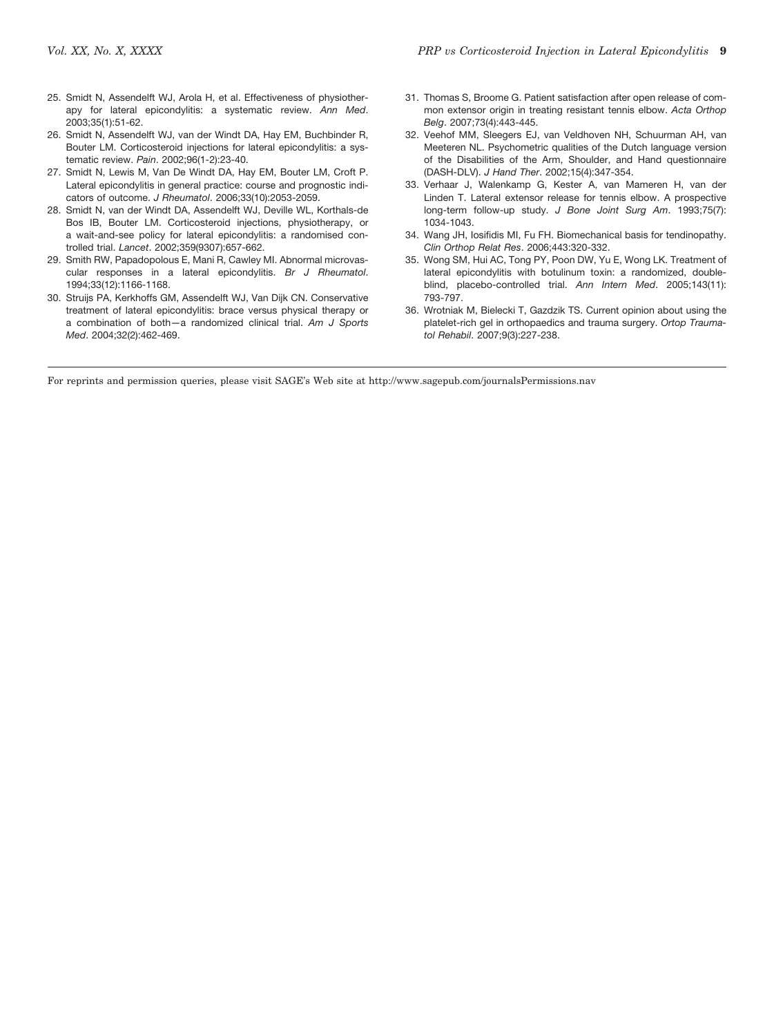25. Smidt N, Assendelft WJ, Arola H, et al. Effectiveness of physiotherapy for lateral epicondylitis: a systematic review. *Ann Med*. 2003;35(1):51-62.
26. Smidt N, Assendelft WJ, van der Windt DA, Hay EM, Buchbinder R, Bouter LM. Corticosteroid injections for lateral epicondylitis: a systematic review. *Pain*. 2002;96(1-2):23-40.
27. Smidt N, Lewis M, Van De Windt DA, Hay EM, Bouter LM, Croft P. Lateral epicondylitis in general practice: course and prognostic indicators of outcome. *J Rheumatol*. 2006;33(10):2053-2059.
28. Smidt N, van der Windt DA, Assendelft WJ, Deville WL, Korthals-de Bos IB, Bouter LM. Corticosteroid injections, physiotherapy, or a wait-and-see policy for lateral epicondylitis: a randomised controlled trial. *Lancet*. 2002;359(9307):657-662.
29. Smith RW, Papadopolous E, Mani R, Cawley MI. Abnormal microvascular responses in a lateral epicondylitis. *Br J Rheumatol*. 1994;33(12):1166-1168.
30. Struijs PA, Kerkhoffs GM, Assendelft WJ, Van Dijk CN. Conservative treatment of lateral epicondylitis: brace versus physical therapy or a combination of both—a randomized clinical trial. *Am J Sports Med*. 2004;32(2):462-469.
31. Thomas S, Broome G. Patient satisfaction after open release of common extensor origin in treating resistant tennis elbow. *Acta Orthop Belg*. 2007;73(4):443-445.
32. Veehof MM, Sleegers EJ, van Veldhoven NH, Schuurman AH, van Meeteren NL. Psychometric qualities of the Dutch language version of the Disabilities of the Arm, Shoulder, and Hand questionnaire (DASH-DLV). *J Hand Ther*. 2002;15(4):347-354.
33. Verhaar J, Walenkamp G, Kester A, van Mameren H, van der Linden T. Lateral extensor release for tennis elbow. A prospective long-term follow-up study. *J Bone Joint Surg Am*. 1993;75(7): 1034-1043.
34. Wang JH, Iosifidis MI, Fu FH. Biomechanical basis for tendinopathy. *Clin Orthop Relat Res*. 2006;443:320-332.
35. Wong SM, Hui AC, Tong PY, Poon DW, Yu E, Wong LK. Treatment of lateral epicondylitis with botulinum toxin: a randomized, double-blind, placebo-controlled trial. *Ann Intern Med*. 2005;143(11): 793-797.
36. Wrotniak M, Bielecki T, Gazdzik TS. Current opinion about using the platelet-rich gel in orthopaedics and trauma surgery. *Ortop Traumatol Rehabil*. 2007;9(3):227-238.

For reprints and permission queries, please visit SAGE's Web site at http://www.sagepub.com/journalsPermissions.nav